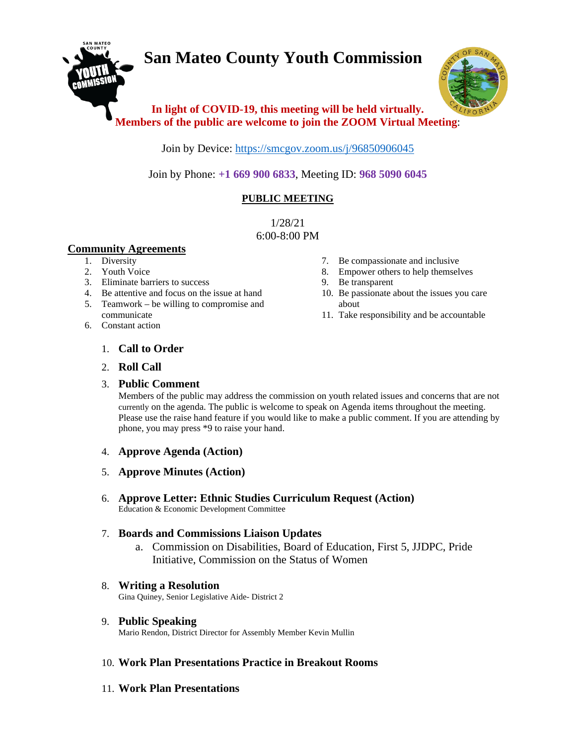# San Mateo County Youth Commission

**In light of COVID-19, this meeting will be held virtually.**
**Members of the public are welcome to join the ZOOM Virtual Meeting**:

Join by Device: https://smcgov.zoom.us/j/96850906045

Join by Phone: **+1 669 900 6833**, Meeting ID: **968 5090 6045**

## PUBLIC MEETING

1/28/21
6:00-8:00 PM

### Community Agreements

1. Diversity
2. Youth Voice
3. Eliminate barriers to success
4. Be attentive and focus on the issue at hand
5. Teamwork – be willing to compromise and communicate
6. Constant action
7. Be compassionate and inclusive
8. Empower others to help themselves
9. Be transparent
10. Be passionate about the issues you care about
11. Take responsibility and be accountable

1. **Call to Order**
2. **Roll Call**
3. **Public Comment**
   Members of the public may address the commission on youth related issues and concerns that are not currently on the agenda. The public is welcome to speak on Agenda items throughout the meeting. Please use the raise hand feature if you would like to make a public comment. If you are attending by phone, you may press *9 to raise your hand.
4. **Approve Agenda (Action)**
5. **Approve Minutes (Action)**
6. **Approve Letter: Ethnic Studies Curriculum Request (Action)**
   Education & Economic Development Committee
7. **Boards and Commissions Liaison Updates**
   a. Commission on Disabilities, Board of Education, First 5, JJDPC, Pride Initiative, Commission on the Status of Women
8. **Writing a Resolution**
   Gina Quiney, Senior Legislative Aide- District 2
9. **Public Speaking**
   Mario Rendon, District Director for Assembly Member Kevin Mullin
10. **Work Plan Presentations Practice in Breakout Rooms**
11. **Work Plan Presentations**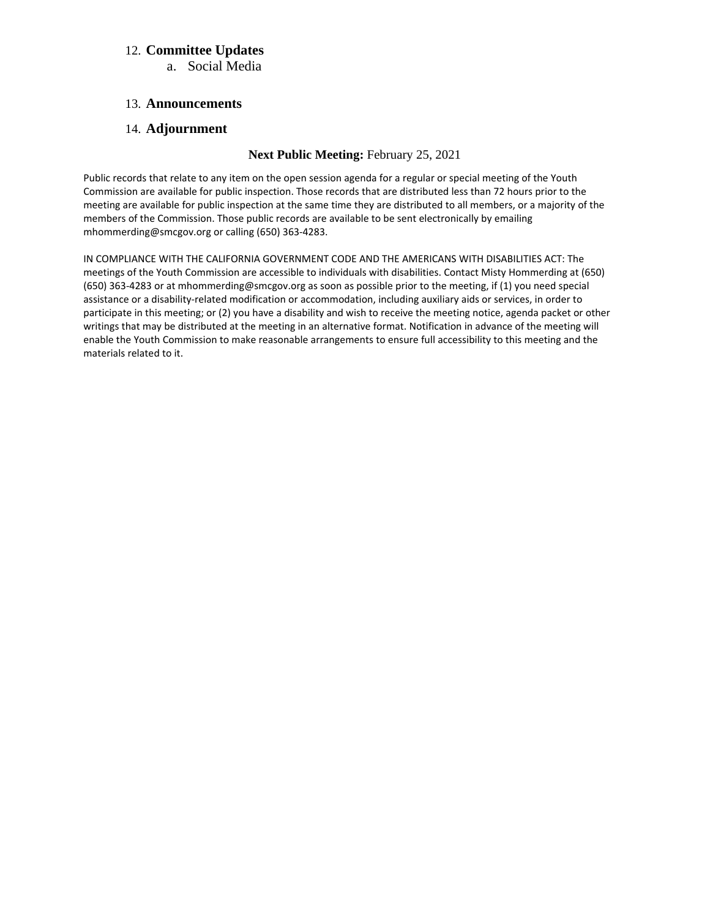12. **Committee Updates**
    a. Social Media

13. **Announcements**

14. **Adjournment**

**Next Public Meeting:** February 25, 2021

Public records that relate to any item on the open session agenda for a regular or special meeting of the Youth Commission are available for public inspection. Those records that are distributed less than 72 hours prior to the meeting are available for public inspection at the same time they are distributed to all members, or a majority of the members of the Commission. Those public records are available to be sent electronically by emailing mhommerding@smcgov.org or calling (650) 363-4283.

IN COMPLIANCE WITH THE CALIFORNIA GOVERNMENT CODE AND THE AMERICANS WITH DISABILITIES ACT: The meetings of the Youth Commission are accessible to individuals with disabilities. Contact Misty Hommerding at (650) (650) 363-4283 or at mhommerding@smcgov.org as soon as possible prior to the meeting, if (1) you need special assistance or a disability-related modification or accommodation, including auxiliary aids or services, in order to participate in this meeting; or (2) you have a disability and wish to receive the meeting notice, agenda packet or other writings that may be distributed at the meeting in an alternative format. Notification in advance of the meeting will enable the Youth Commission to make reasonable arrangements to ensure full accessibility to this meeting and the materials related to it.